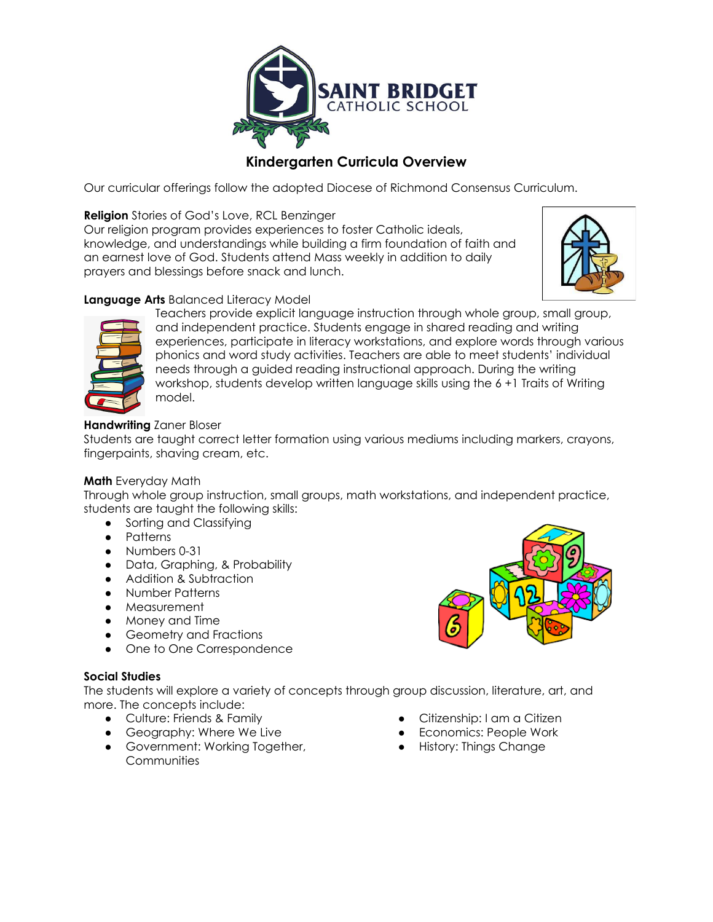SAINT BRIDGET
CATHOLIC SCHOOL

# Kindergarten Curricula Overview

Our curricular offerings follow the adopted Diocese of Richmond Consensus Curriculum.

**Religion** Stories of God's Love, RCL Benzinger
Our religion program provides experiences to foster Catholic ideals, knowledge, and understandings while building a firm foundation of faith and an earnest love of God. Students attend Mass weekly in addition to daily prayers and blessings before snack and lunch.

**Language Arts** Balanced Literacy Model
Teachers provide explicit language instruction through whole group, small group, and independent practice. Students engage in shared reading and writing experiences, participate in literacy workstations, and explore words through various phonics and word study activities. Teachers are able to meet students' individual needs through a guided reading instructional approach. During the writing workshop, students develop written language skills using the 6 +1 Traits of Writing model.

**Handwriting** Zaner Bloser
Students are taught correct letter formation using various mediums including markers, crayons, fingerpaints, shaving cream, etc.

**Math** Everyday Math
Through whole group instruction, small groups, math workstations, and independent practice, students are taught the following skills:

- Sorting and Classifying
- Patterns
- Numbers 0-31
- Data, Graphing, & Probability
- Addition & Subtraction
- Number Patterns
- Measurement
- Money and Time
- Geometry and Fractions
- One to One Correspondence

**Social Studies**
The students will explore a variety of concepts through group discussion, literature, art, and more. The concepts include:

- Culture: Friends & Family
- Geography: Where We Live
- Government: Working Together, Communities
- Citizenship: I am a Citizen
- Economics: People Work
- History: Things Change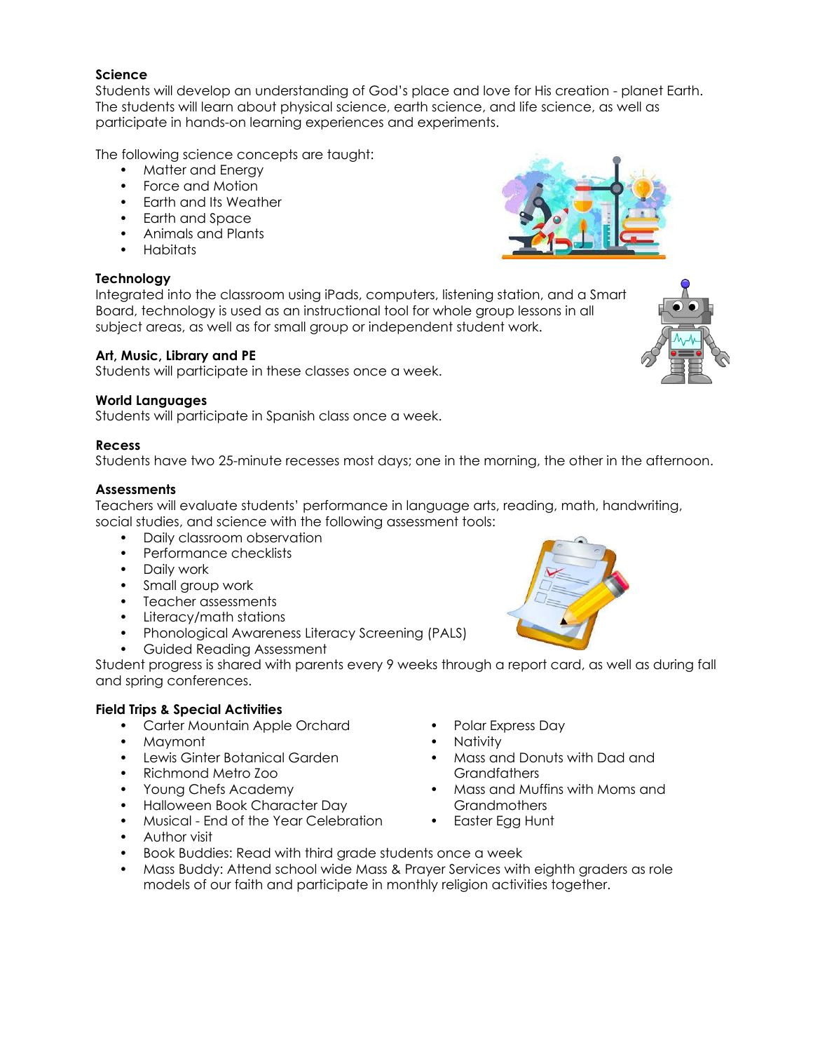**Science**
Students will develop an understanding of God's place and love for His creation - planet Earth. The students will learn about physical science, earth science, and life science, as well as participate in hands-on learning experiences and experiments.

The following science concepts are taught:

- Matter and Energy
- Force and Motion
- Earth and Its Weather
- Earth and Space
- Animals and Plants
- Habitats

**Technology**
Integrated into the classroom using iPads, computers, listening station, and a Smart Board, technology is used as an instructional tool for whole group lessons in all subject areas, as well as for small group or independent student work.

**Art, Music, Library and PE**
Students will participate in these classes once a week.

**World Languages**
Students will participate in Spanish class once a week.

**Recess**
Students have two 25-minute recesses most days; one in the morning, the other in the afternoon.

**Assessments**
Teachers will evaluate students' performance in language arts, reading, math, handwriting, social studies, and science with the following assessment tools:

- Daily classroom observation
- Performance checklists
- Daily work
- Small group work
- Teacher assessments
- Literacy/math stations
- Phonological Awareness Literacy Screening (PALS)
- Guided Reading Assessment

Student progress is shared with parents every 9 weeks through a report card, as well as during fall and spring conferences.

**Field Trips & Special Activities**

- Carter Mountain Apple Orchard
- Maymont
- Lewis Ginter Botanical Garden
- Richmond Metro Zoo
- Young Chefs Academy
- Halloween Book Character Day
- Musical - End of the Year Celebration
- Polar Express Day
- Nativity
- Mass and Donuts with Dad and Grandfathers
- Mass and Muffins with Moms and Grandmothers
- Easter Egg Hunt
- Author visit
- Book Buddies: Read with third grade students once a week
- Mass Buddy: Attend school wide Mass & Prayer Services with eighth graders as role models of our faith and participate in monthly religion activities together.